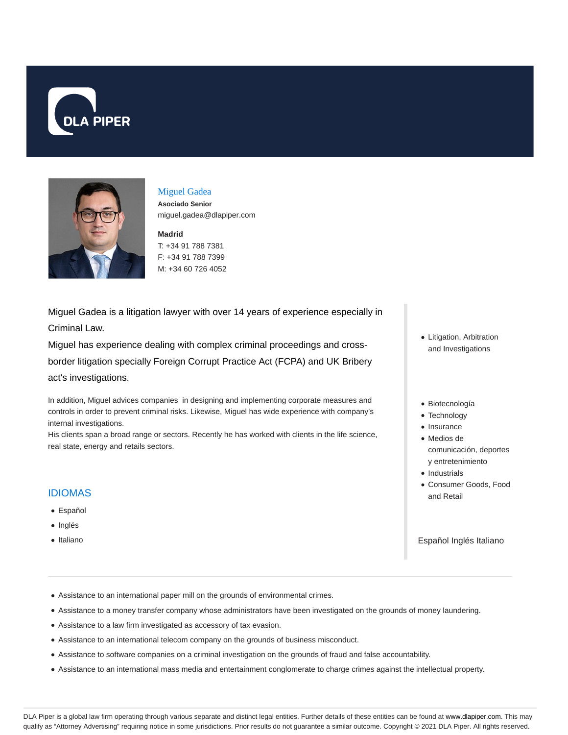DLA PIPER

## Miguel Gadea

**Asociado Senior**

miguel.gadea@dlapiper.com

**Madrid**

T: +34 91 788 7381

F: +34 91 788 7399

M: +34 60 726 4052

Miguel Gadea is a litigation lawyer with over 14 years of experience especially in Criminal Law.

Miguel has experience dealing with complex criminal proceedings and cross-border litigation specially Foreign Corrupt Practice Act (FCPA) and UK Bribery act's investigations.

In addition, Miguel advices companies in designing and implementing corporate measures and controls in order to prevent criminal risks. Likewise, Miguel has wide experience with company's internal investigations.

His clients span a broad range or sectors. Recently he has worked with clients in the life science, real state, energy and retails sectors.

## IDIOMAS

- Español
- Inglés
- Italiano

- Litigation, Arbitration and Investigations

- Biotecnología
- Technology
- Insurance
- Medios de comunicación, deportes y entretenimiento
- Industrials
- Consumer Goods, Food and Retail

Español Inglés Italiano

- Assistance to an international paper mill on the grounds of environmental crimes.
- Assistance to a money transfer company whose administrators have been investigated on the grounds of money laundering.
- Assistance to a law firm investigated as accessory of tax evasion.
- Assistance to an international telecom company on the grounds of business misconduct.
- Assistance to software companies on a criminal investigation on the grounds of fraud and false accountability.
- Assistance to an international mass media and entertainment conglomerate to charge crimes against the intellectual property.

DLA Piper is a global law firm operating through various separate and distinct legal entities. Further details of these entities can be found at www.dlapiper.com. This may qualify as "Attorney Advertising" requiring notice in some jurisdictions. Prior results do not guarantee a similar outcome. Copyright © 2021 DLA Piper. All rights reserved.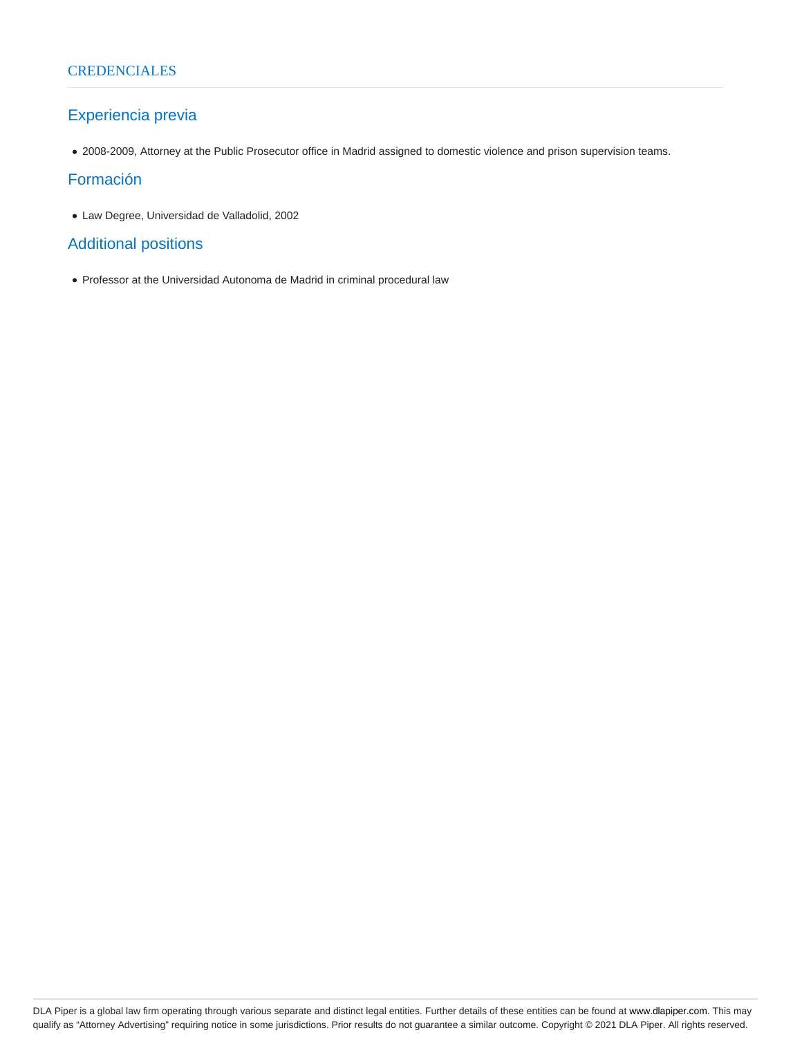## CREDENCIALES

### Experiencia previa

- 2008-2009, Attorney at the Public Prosecutor office in Madrid assigned to domestic violence and prison supervision teams.

### Formación

- Law Degree, Universidad de Valladolid, 2002

### Additional positions

- Professor at the Universidad Autonoma de Madrid in criminal procedural law

DLA Piper is a global law firm operating through various separate and distinct legal entities. Further details of these entities can be found at www.dlapiper.com. This may qualify as "Attorney Advertising" requiring notice in some jurisdictions. Prior results do not guarantee a similar outcome. Copyright © 2021 DLA Piper. All rights reserved.